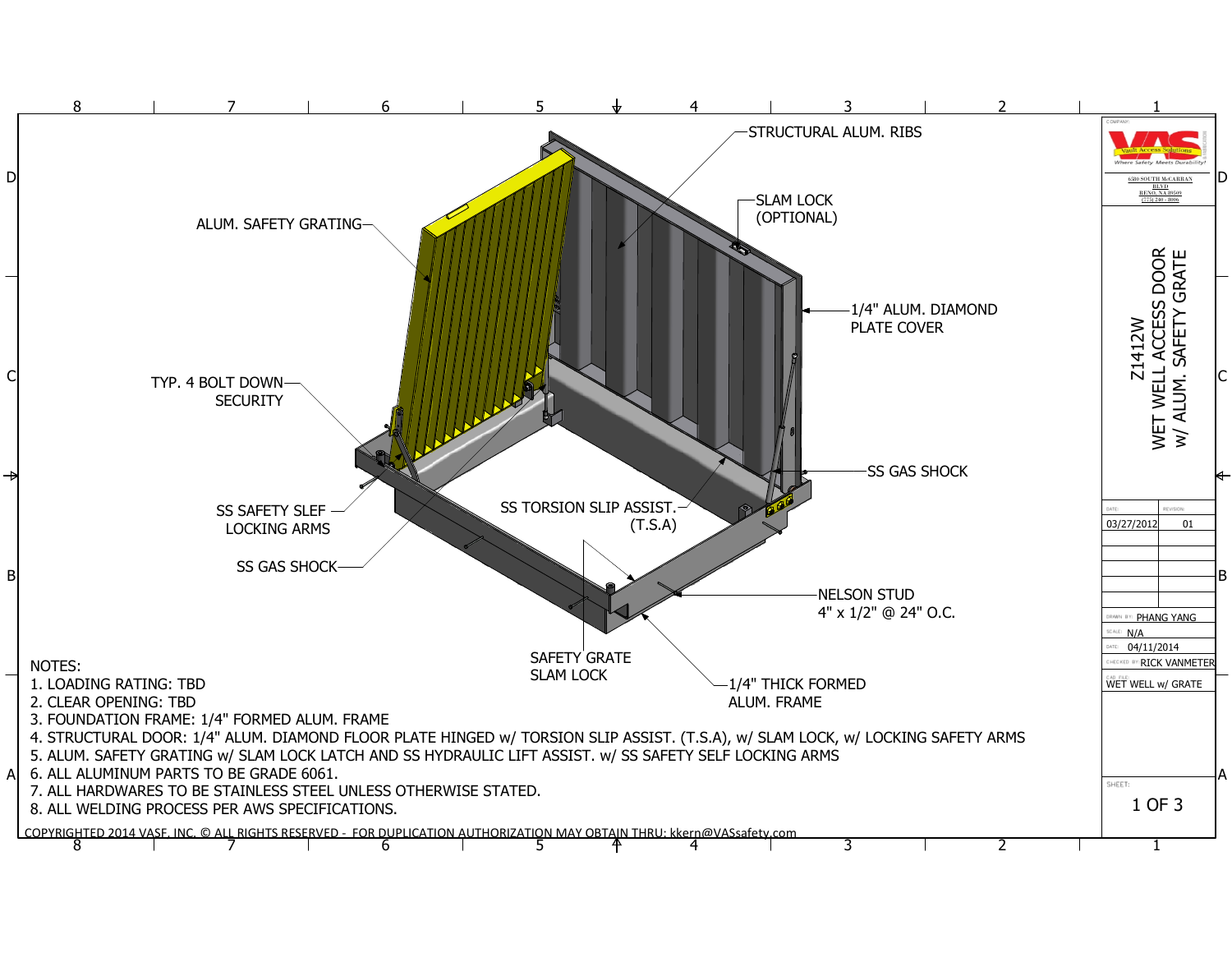# Z1412W WET WELL ACCESS DOOR w/ ALUM. SAFETY GRATE

Vault Access Solutions
*Where Safety Meets Durability!*

6310 SOUTH McCARRAN BLVD
RENO, NA 89509
(775) 240 - 8006

STRUCTURAL ALUM. RIBS

SLAM LOCK (OPTIONAL)

ALUM. SAFETY GRATING

1/4" ALUM. DIAMOND PLATE COVER

TYP. 4 BOLT DOWN SECURITY

SS GAS SHOCK

SS SAFETY SLEF LOCKING ARMS

SS TORSION SLIP ASSIST. (T.S.A)

SS GAS SHOCK

NELSON STUD 4" x 1/2" @ 24" O.C.

SAFETY GRATE SLAM LOCK

1/4" THICK FORMED ALUM. FRAME

NOTES:

1. LOADING RATING: TBD
2. CLEAR OPENING: TBD
3. FOUNDATION FRAME: 1/4" FORMED ALUM. FRAME
4. STRUCTURAL DOOR: 1/4" ALUM. DIAMOND FLOOR PLATE HINGED w/ TORSION SLIP ASSIST. (T.S.A), w/ SLAM LOCK, w/ LOCKING SAFETY ARMS
5. ALUM. SAFETY GRATING w/ SLAM LOCK LATCH AND SS HYDRAULIC LIFT ASSIST. w/ SS SAFETY SELF LOCKING ARMS
6. ALL ALUMINUM PARTS TO BE GRADE 6061.
7. ALL HARDWARES TO BE STAINLESS STEEL UNLESS OTHERWISE STATED.
8. ALL WELDING PROCESS PER AWS SPECIFICATIONS.

| DATE: | REVISION: |
|---|---|
| 03/27/2012 | 01 |

DRAWN BY: PHANG YANG
SCALE: N/A
DATE: 04/11/2014
CHECKED BY: RICK VANMETER
CAD FILE: WET WELL w/ GRATE

SHEET: 1 OF 3

COPYRIGHTED 2014 VASF, INC. © ALL RIGHTS RESERVED - FOR DUPLICATION AUTHORIZATION MAY OBTAIN THRU: kkern@VASsafety.com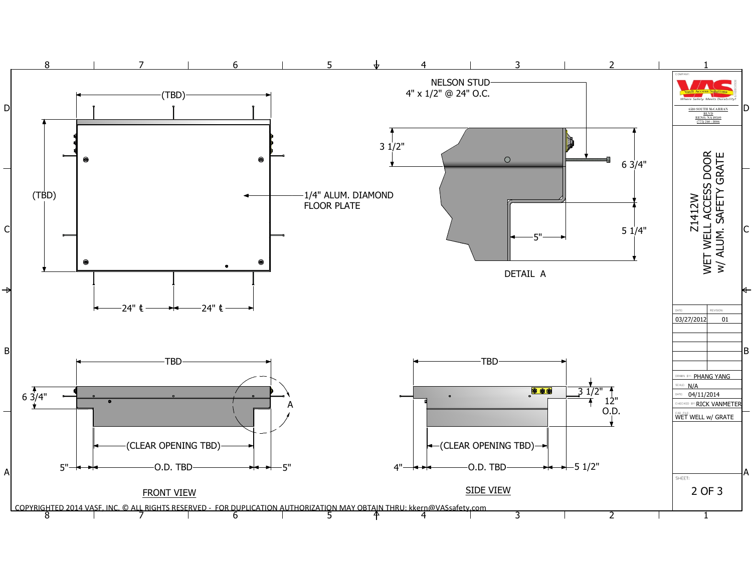NELSON STUD
4" x 1/2" @ 24" O.C.

(TBD)

(TBD)

24" ℄ — 24" ℄

1/4" ALUM. DIAMOND FLOOR PLATE

3 1/2"

6 3/4"

5 1/4"

5"

DETAIL A

TBD

6 3/4"

A

(CLEAR OPENING TBD)

5" — O.D. TBD — 5"

FRONT VIEW

TBD

3 1/2"

12" O.D.

(CLEAR OPENING TBD)

4" — O.D. TBD — 5 1/2"

SIDE VIEW

COPYRIGHTED 2014 VASF, INC. © ALL RIGHTS RESERVED - FOR DUPLICATION AUTHORIZATION MAY OBTAIN THRU: kkern@VASsafety.com

COMPANY:

VAS Vault Access Solutions
*Where Safety Meets Durability!*

6310 SOUTH McCARRAN BLVD
RENO, NA 89509
(775) 240 - 8006

**Z1412W**
**WET WELL ACCESS DOOR w/ ALUM. SAFETY GRATE**

| DATE: | REVISION: |
|---|---|
| 03/27/2012 | 01 |

DRAWN BY: PHANG YANG

SCALE: N/A

DATE: 04/11/2014

CHECKED BY: RICK VANMETER

CAD FILE: WET WELL w/ GRATE

SHEET: 2 OF 3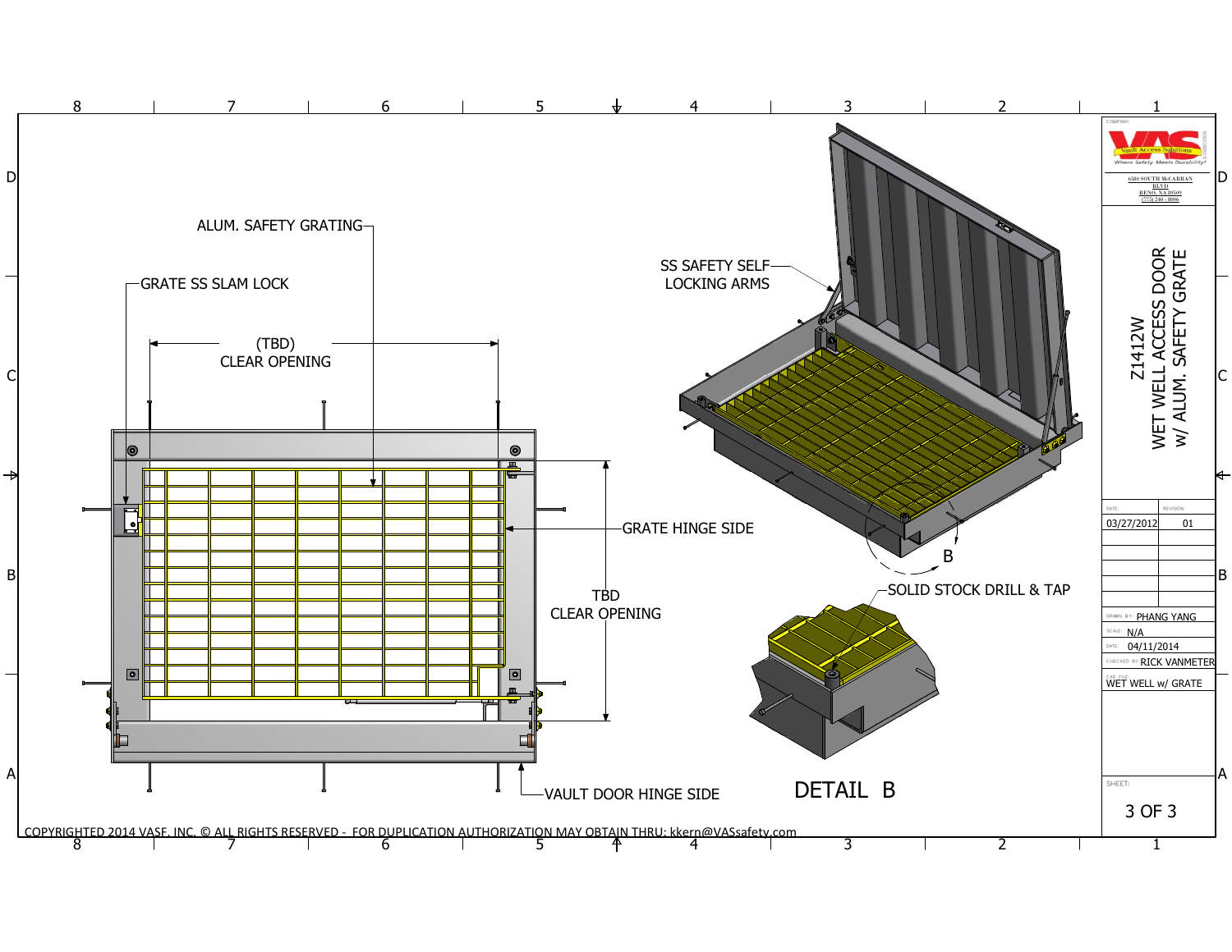ALUM. SAFETY GRATING

GRATE SS SLAM LOCK

(TBD)
CLEAR OPENING

SS SAFETY SELF LOCKING ARMS

GRATE HINGE SIDE

TBD
CLEAR OPENING

B

SOLID STOCK DRILL & TAP

VAULT DOOR HINGE SIDE

DETAIL B

COMPANY:

Vault Access Solutions
Where Safety Meets Durability!

6310 SOUTH McCARRAN BLVD
RENO, NA 89509
(775) 240 - 8006

Z1412W
WET WELL ACCESS DOOR
w/ ALUM. SAFETY GRATE

| DATE: | REVISION: |
| --- | --- |
| 03/27/2012 | 01 |

DRAWN BY: PHANG YANG

SCALE: N/A

DATE: 04/11/2014

CHECKED BY: RICK VANMETER

CAD FILE: WET WELL w/ GRATE

SHEET: 3 OF 3

COPYRIGHTED 2014 VASF, INC. © ALL RIGHTS RESERVED - FOR DUPLICATION AUTHORIZATION MAY OBTAIN THRU: kkern@VASsafety.com